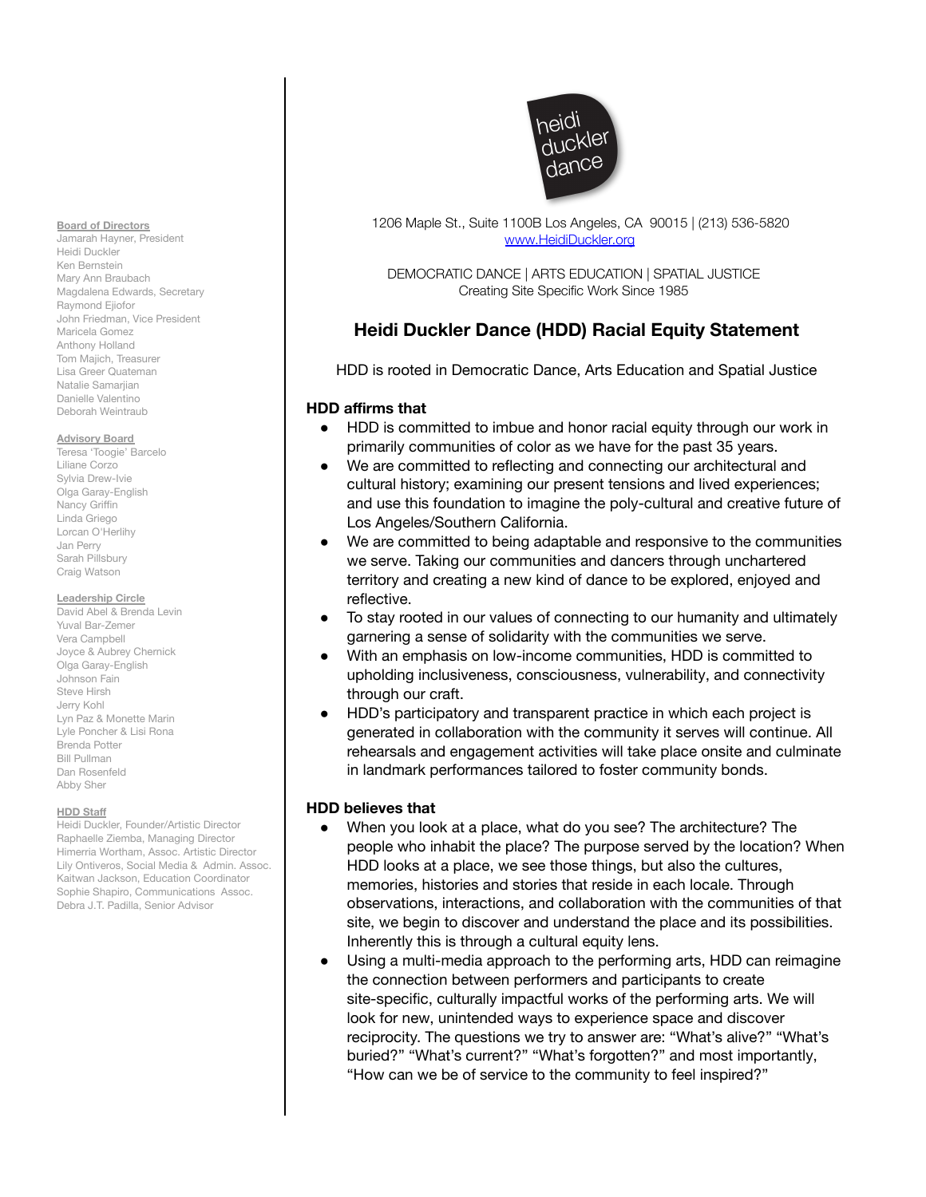heidi duckler dance

1206 Maple St., Suite 1100B Los Angeles, CA 90015 | (213) 536-5820
www.HeidiDuckler.org

DEMOCRATIC DANCE | ARTS EDUCATION | SPATIAL JUSTICE
Creating Site Specific Work Since 1985

**Board of Directors**
Jamarah Hayner, President
Heidi Duckler
Ken Bernstein
Mary Ann Braubach
Magdalena Edwards, Secretary
Raymond Ejiofor
John Friedman, Vice President
Maricela Gomez
Anthony Holland
Tom Majich, Treasurer
Lisa Greer Quateman
Natalie Samarjian
Danielle Valentino
Deborah Weintraub

**Advisory Board**
Teresa 'Toogie' Barcelo
Liliane Corzo
Sylvia Drew-Ivie
Olga Garay-English
Nancy Griffin
Linda Griego
Lorcan O'Herlihy
Jan Perry
Sarah Pillsbury
Craig Watson

**Leadership Circle**
David Abel & Brenda Levin
Yuval Bar-Zemer
Vera Campbell
Joyce & Aubrey Chernick
Olga Garay-English
Johnson Fain
Steve Hirsh
Jerry Kohl
Lyn Paz & Monette Marin
Lyle Poncher & Lisi Rona
Brenda Potter
Bill Pullman
Dan Rosenfeld
Abby Sher

**HDD Staff**
Heidi Duckler, Founder/Artistic Director
Raphaelle Ziemba, Managing Director
Himerria Wortham, Assoc. Artistic Director
Lily Ontiveros, Social Media & Admin. Assoc.
Kaitwan Jackson, Education Coordinator
Sophie Shapiro, Communications Assoc.
Debra J.T. Padilla, Senior Advisor

# Heidi Duckler Dance (HDD) Racial Equity Statement

HDD is rooted in Democratic Dance, Arts Education and Spatial Justice

### HDD affirms that

- HDD is committed to imbue and honor racial equity through our work in primarily communities of color as we have for the past 35 years.
- We are committed to reflecting and connecting our architectural and cultural history; examining our present tensions and lived experiences; and use this foundation to imagine the poly-cultural and creative future of Los Angeles/Southern California.
- We are committed to being adaptable and responsive to the communities we serve. Taking our communities and dancers through unchartered territory and creating a new kind of dance to be explored, enjoyed and reflective.
- To stay rooted in our values of connecting to our humanity and ultimately garnering a sense of solidarity with the communities we serve.
- With an emphasis on low-income communities, HDD is committed to upholding inclusiveness, consciousness, vulnerability, and connectivity through our craft.
- HDD's participatory and transparent practice in which each project is generated in collaboration with the community it serves will continue. All rehearsals and engagement activities will take place onsite and culminate in landmark performances tailored to foster community bonds.

### HDD believes that

- When you look at a place, what do you see? The architecture? The people who inhabit the place? The purpose served by the location? When HDD looks at a place, we see those things, but also the cultures, memories, histories and stories that reside in each locale. Through observations, interactions, and collaboration with the communities of that site, we begin to discover and understand the place and its possibilities. Inherently this is through a cultural equity lens.
- Using a multi-media approach to the performing arts, HDD can reimagine the connection between performers and participants to create site-specific, culturally impactful works of the performing arts. We will look for new, unintended ways to experience space and discover reciprocity. The questions we try to answer are: "What's alive?" "What's buried?" "What's current?" "What's forgotten?" and most importantly, "How can we be of service to the community to feel inspired?"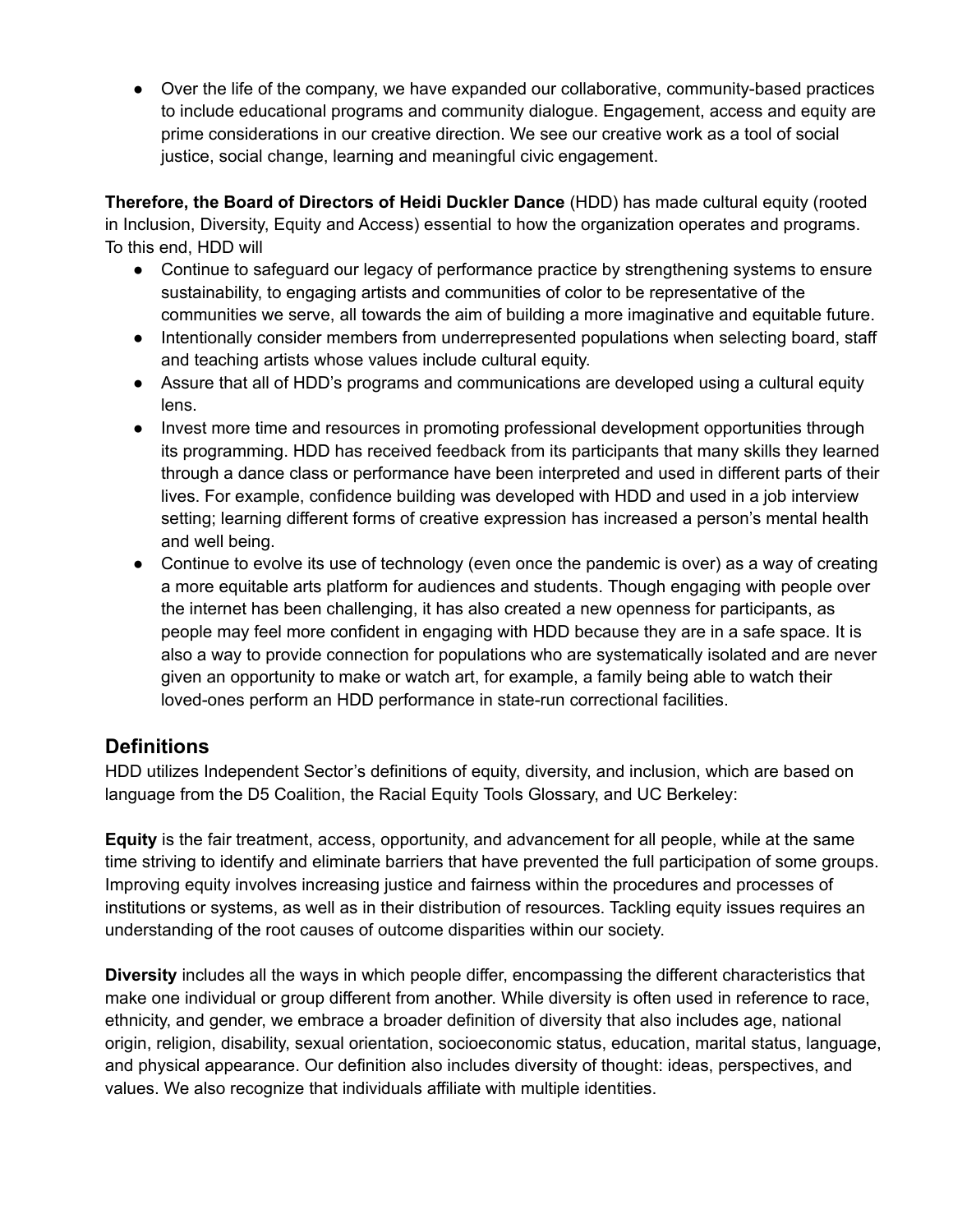- Over the life of the company, we have expanded our collaborative, community-based practices to include educational programs and community dialogue. Engagement, access and equity are prime considerations in our creative direction. We see our creative work as a tool of social justice, social change, learning and meaningful civic engagement.

**Therefore, the Board of Directors of Heidi Duckler Dance** (HDD) has made cultural equity (rooted in Inclusion, Diversity, Equity and Access) essential to how the organization operates and programs. To this end, HDD will

- Continue to safeguard our legacy of performance practice by strengthening systems to ensure sustainability, to engaging artists and communities of color to be representative of the communities we serve, all towards the aim of building a more imaginative and equitable future.
- Intentionally consider members from underrepresented populations when selecting board, staff and teaching artists whose values include cultural equity.
- Assure that all of HDD's programs and communications are developed using a cultural equity lens.
- Invest more time and resources in promoting professional development opportunities through its programming. HDD has received feedback from its participants that many skills they learned through a dance class or performance have been interpreted and used in different parts of their lives. For example, confidence building was developed with HDD and used in a job interview setting; learning different forms of creative expression has increased a person's mental health and well being.
- Continue to evolve its use of technology (even once the pandemic is over) as a way of creating a more equitable arts platform for audiences and students. Though engaging with people over the internet has been challenging, it has also created a new openness for participants, as people may feel more confident in engaging with HDD because they are in a safe space. It is also a way to provide connection for populations who are systematically isolated and are never given an opportunity to make or watch art, for example, a family being able to watch their loved-ones perform an HDD performance in state-run correctional facilities.

## Definitions

HDD utilizes Independent Sector's definitions of equity, diversity, and inclusion, which are based on language from the D5 Coalition, the Racial Equity Tools Glossary, and UC Berkeley:

**Equity** is the fair treatment, access, opportunity, and advancement for all people, while at the same time striving to identify and eliminate barriers that have prevented the full participation of some groups. Improving equity involves increasing justice and fairness within the procedures and processes of institutions or systems, as well as in their distribution of resources. Tackling equity issues requires an understanding of the root causes of outcome disparities within our society.

**Diversity** includes all the ways in which people differ, encompassing the different characteristics that make one individual or group different from another. While diversity is often used in reference to race, ethnicity, and gender, we embrace a broader definition of diversity that also includes age, national origin, religion, disability, sexual orientation, socioeconomic status, education, marital status, language, and physical appearance. Our definition also includes diversity of thought: ideas, perspectives, and values. We also recognize that individuals affiliate with multiple identities.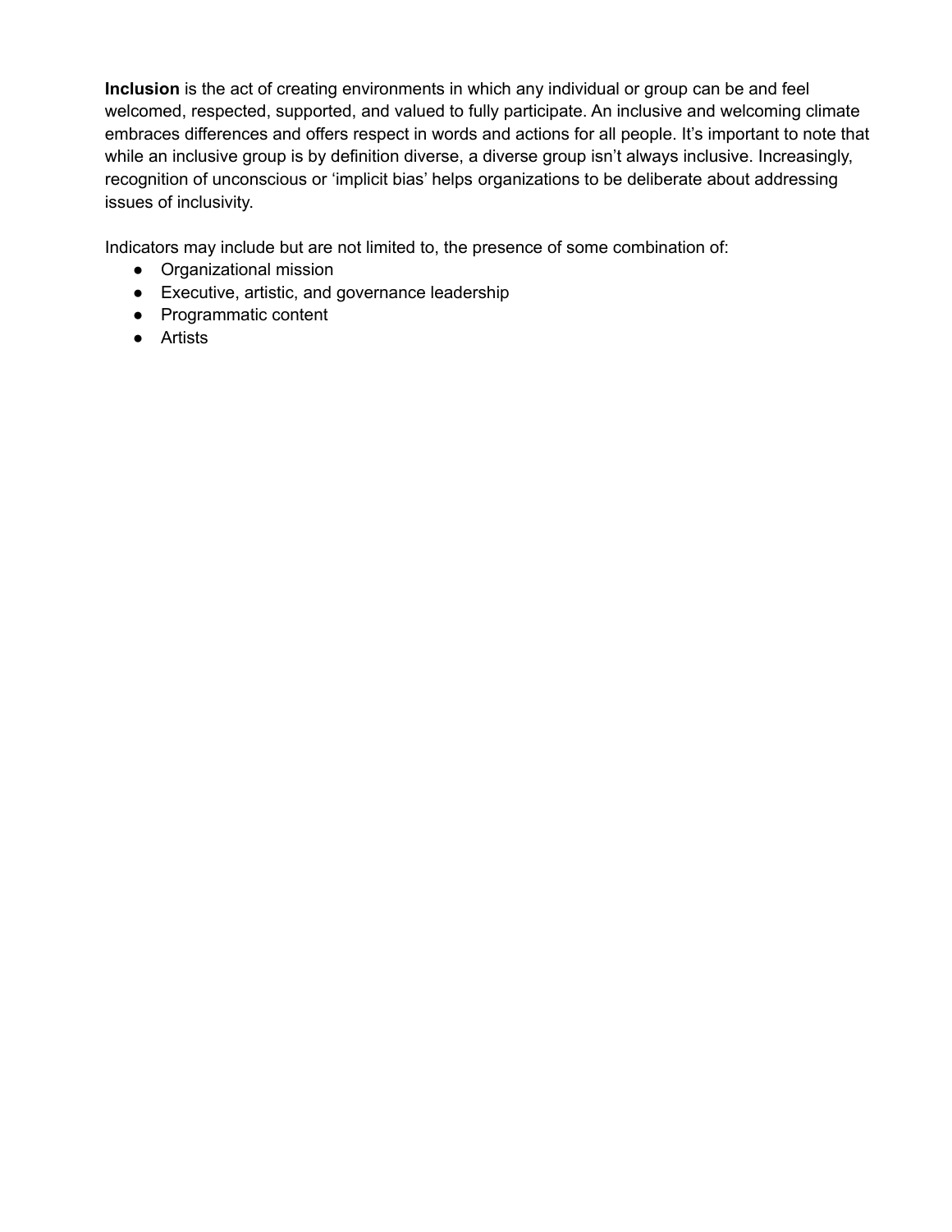**Inclusion** is the act of creating environments in which any individual or group can be and feel welcomed, respected, supported, and valued to fully participate. An inclusive and welcoming climate embraces differences and offers respect in words and actions for all people. It's important to note that while an inclusive group is by definition diverse, a diverse group isn't always inclusive. Increasingly, recognition of unconscious or 'implicit bias' helps organizations to be deliberate about addressing issues of inclusivity.

Indicators may include but are not limited to, the presence of some combination of:

- Organizational mission
- Executive, artistic, and governance leadership
- Programmatic content
- Artists